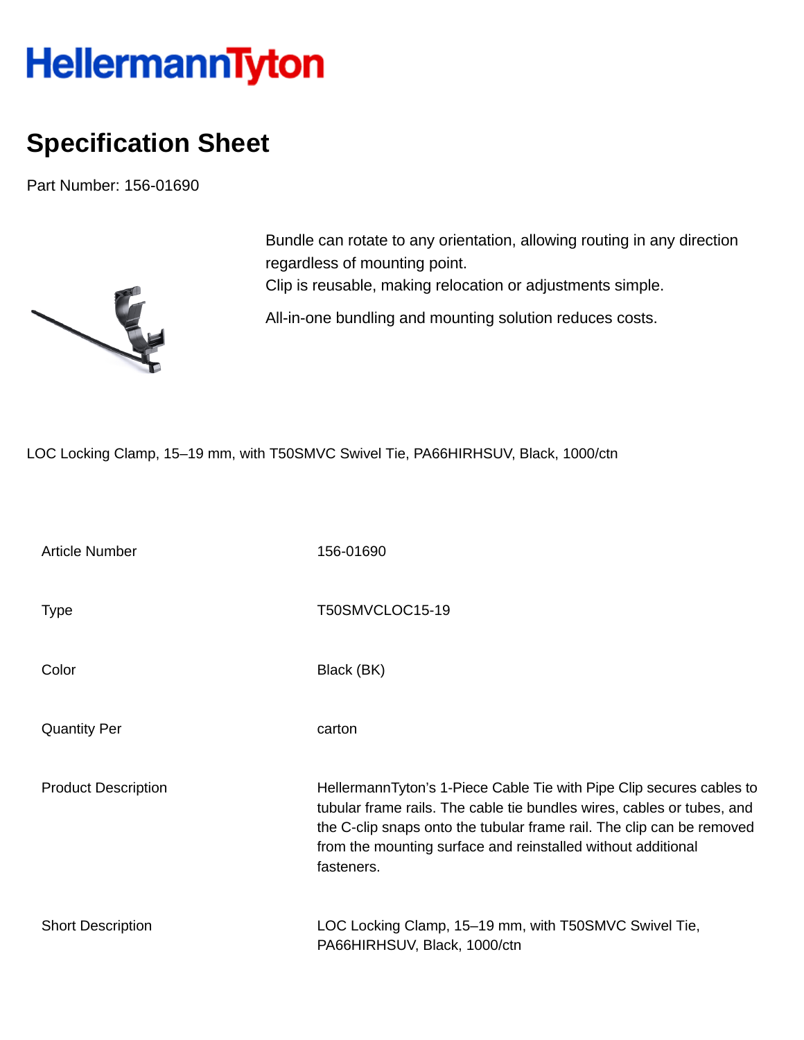HellermannTyton

# Specification Sheet

Part Number: 156-01690

Bundle can rotate to any orientation, allowing routing in any direction regardless of mounting point.
Clip is reusable, making relocation or adjustments simple.

All-in-one bundling and mounting solution reduces costs.

LOC Locking Clamp, 15–19 mm, with T50SMVC Swivel Tie, PA66HIRHSUV, Black, 1000/ctn

| | |
|---|---|
| Article Number | 156-01690 |
| Type | T50SMVCLOC15-19 |
| Color | Black (BK) |
| Quantity Per | carton |
| Product Description | HellermannTyton's 1-Piece Cable Tie with Pipe Clip secures cables to tubular frame rails. The cable tie bundles wires, cables or tubes, and the C-clip snaps onto the tubular frame rail. The clip can be removed from the mounting surface and reinstalled without additional fasteners. |
| Short Description | LOC Locking Clamp, 15–19 mm, with T50SMVC Swivel Tie, PA66HIRHSUV, Black, 1000/ctn |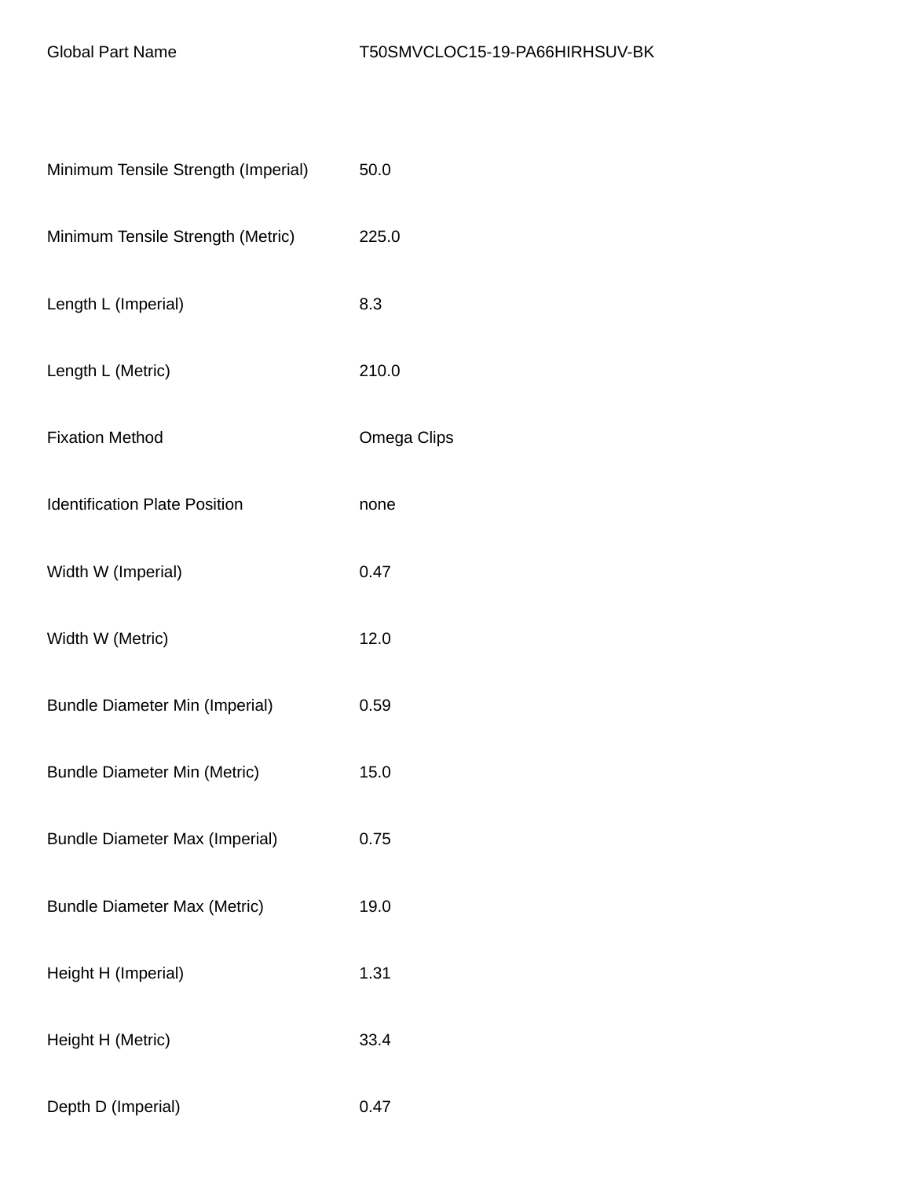| Global Part Name | T50SMVCLOC15-19-PA66HIRHSUV-BK |
| --- | --- |
| Minimum Tensile Strength (Imperial) | 50.0 |
| Minimum Tensile Strength (Metric) | 225.0 |
| Length L (Imperial) | 8.3 |
| Length L (Metric) | 210.0 |
| Fixation Method | Omega Clips |
| Identification Plate Position | none |
| Width W (Imperial) | 0.47 |
| Width W (Metric) | 12.0 |
| Bundle Diameter Min (Imperial) | 0.59 |
| Bundle Diameter Min (Metric) | 15.0 |
| Bundle Diameter Max (Imperial) | 0.75 |
| Bundle Diameter Max (Metric) | 19.0 |
| Height H (Imperial) | 1.31 |
| Height H (Metric) | 33.4 |
| Depth D (Imperial) | 0.47 |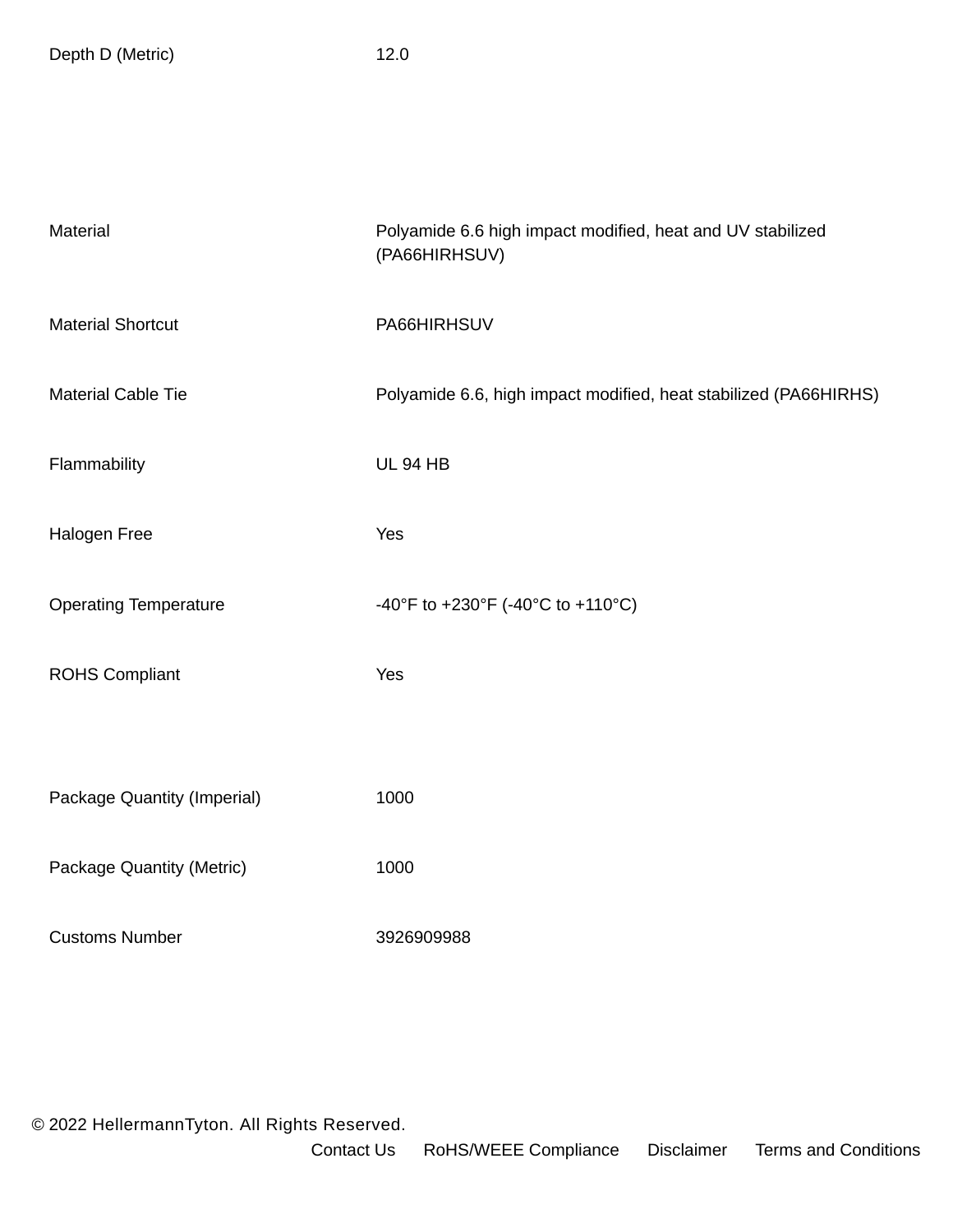| | |
|---|---|
| Depth D (Metric) | 12.0 |
| Material | Polyamide 6.6 high impact modified, heat and UV stabilized (PA66HIRHSUV) |
| Material Shortcut | PA66HIRHSUV |
| Material Cable Tie | Polyamide 6.6, high impact modified, heat stabilized (PA66HIRHS) |
| Flammability | UL 94 HB |
| Halogen Free | Yes |
| Operating Temperature | -40°F to +230°F (-40°C to +110°C) |
| ROHS Compliant | Yes |
| Package Quantity (Imperial) | 1000 |
| Package Quantity (Metric) | 1000 |
| Customs Number | 3926909988 |

© 2022 HellermannTyton. All Rights Reserved.

Contact Us RoHS/WEEE Compliance Disclaimer Terms and Conditions